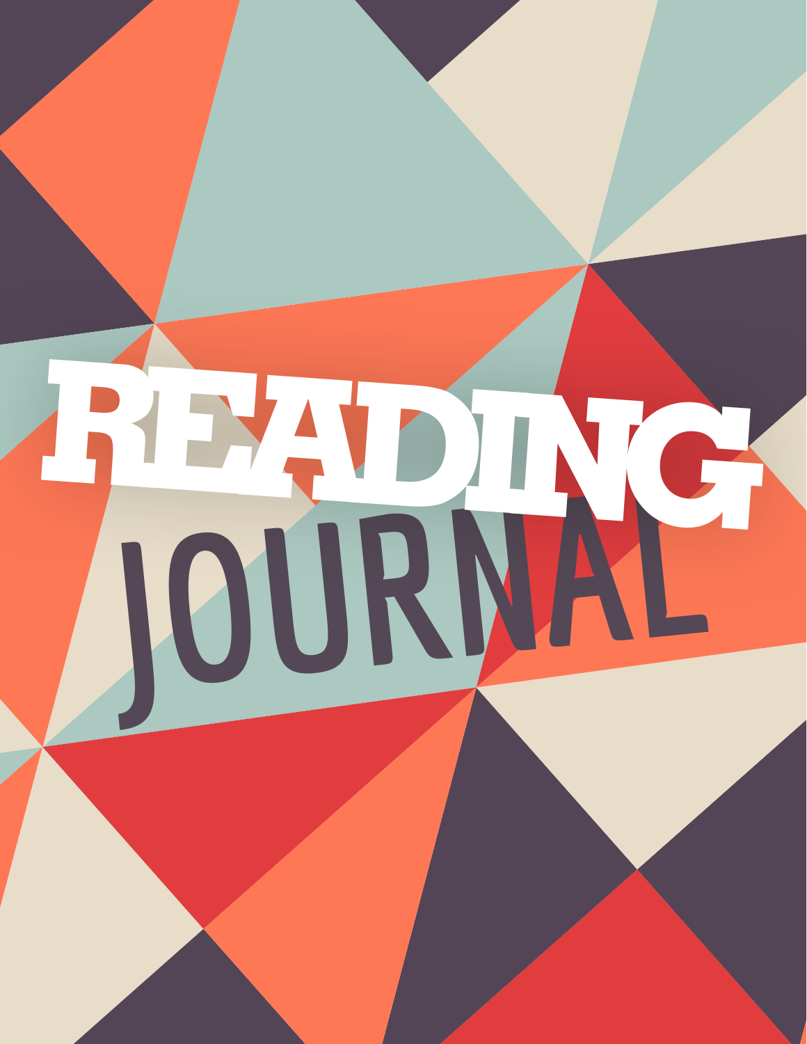# READING

## JOURNAL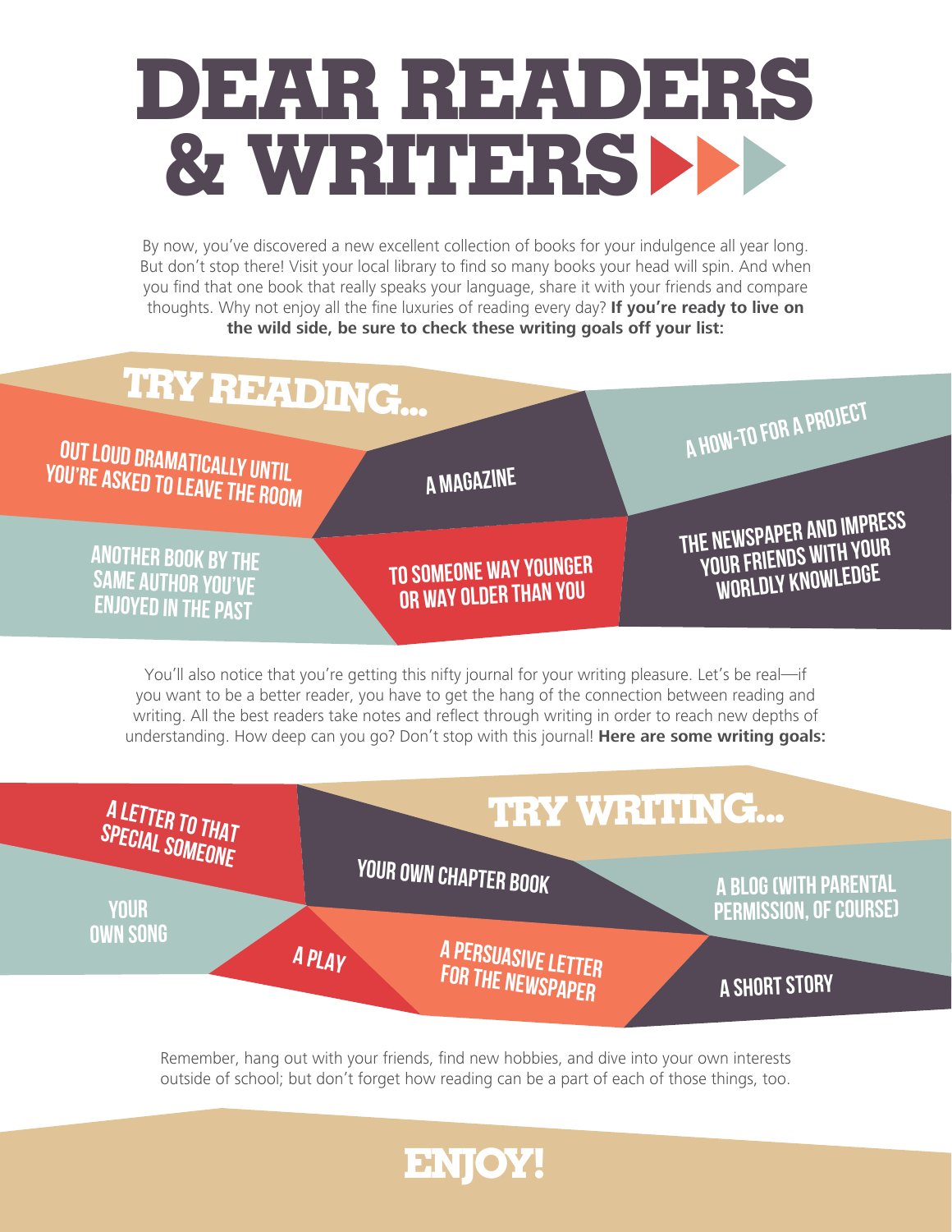# DEAR READERS & WRITERS

By now, you've discovered a new excellent collection of books for your indulgence all year long. But don't stop there! Visit your local library to find so many books your head will spin. And when you find that one book that really speaks your language, share it with your friends and compare thoughts. Why not enjoy all the fine luxuries of reading every day? **If you're ready to live on the wild side, be sure to check these writing goals off your list:**

## TRY READING...

- OUT LOUD DRAMATICALLY UNTIL YOU'RE ASKED TO LEAVE THE ROOM
- A MAGAZINE
- A HOW-TO FOR A PROJECT
- ANOTHER BOOK BY THE SAME AUTHOR YOU'VE ENJOYED IN THE PAST
- TO SOMEONE WAY YOUNGER OR WAY OLDER THAN YOU
- THE NEWSPAPER AND IMPRESS YOUR FRIENDS WITH YOUR WORLDLY KNOWLEDGE

You'll also notice that you're getting this nifty journal for your writing pleasure. Let's be real—if you want to be a better reader, you have to get the hang of the connection between reading and writing. All the best readers take notes and reflect through writing in order to reach new depths of understanding. How deep can you go? Don't stop with this journal! **Here are some writing goals:**

## TRY WRITING...

- A LETTER TO THAT SPECIAL SOMEONE
- YOUR OWN CHAPTER BOOK
- A BLOG (WITH PARENTAL PERMISSION, OF COURSE)
- YOUR OWN SONG
- A PLAY
- A PERSUASIVE LETTER FOR THE NEWSPAPER
- A SHORT STORY

Remember, hang out with your friends, find new hobbies, and dive into your own interests outside of school; but don't forget how reading can be a part of each of those things, too.

## ENJOY!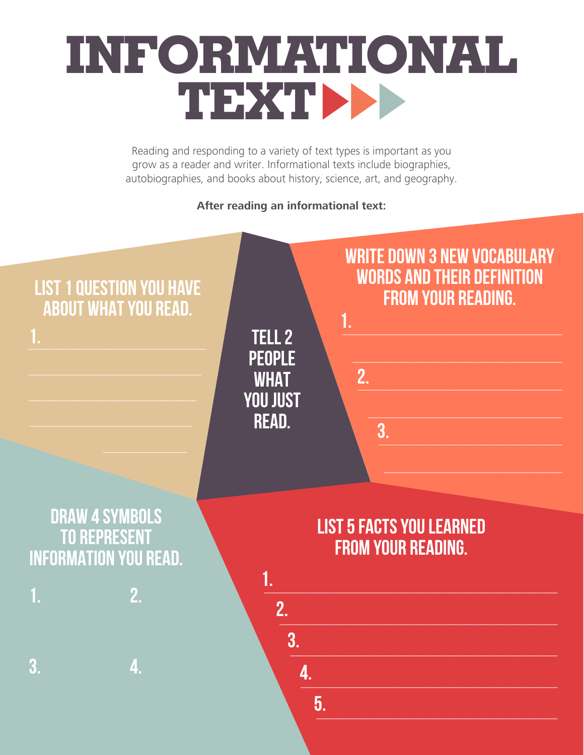# INFORMATIONAL TEXT

Reading and responding to a variety of text types is important as you grow as a reader and writer. Informational texts include biographies, autobiographies, and books about history, science, art, and geography.

**After reading an informational text:**

## LIST 1 QUESTION YOU HAVE ABOUT WHAT YOU READ.

1. ______________________________
______________________________
______________________________
______________________________
__________

## TELL 2 PEOPLE WHAT YOU JUST READ.

## WRITE DOWN 3 NEW VOCABULARY WORDS AND THEIR DEFINITION FROM YOUR READING.

1. ______________________________
______________________________
2. ______________________________
______________________________
3. ______________________________
______________________________

## DRAW 4 SYMBOLS TO REPRESENT INFORMATION YOU READ.

1. 
2. 
3. 
4. 

## LIST 5 FACTS YOU LEARNED FROM YOUR READING.

1. ______________________________
2. ______________________________
3. ______________________________
4. ______________________________
5. ______________________________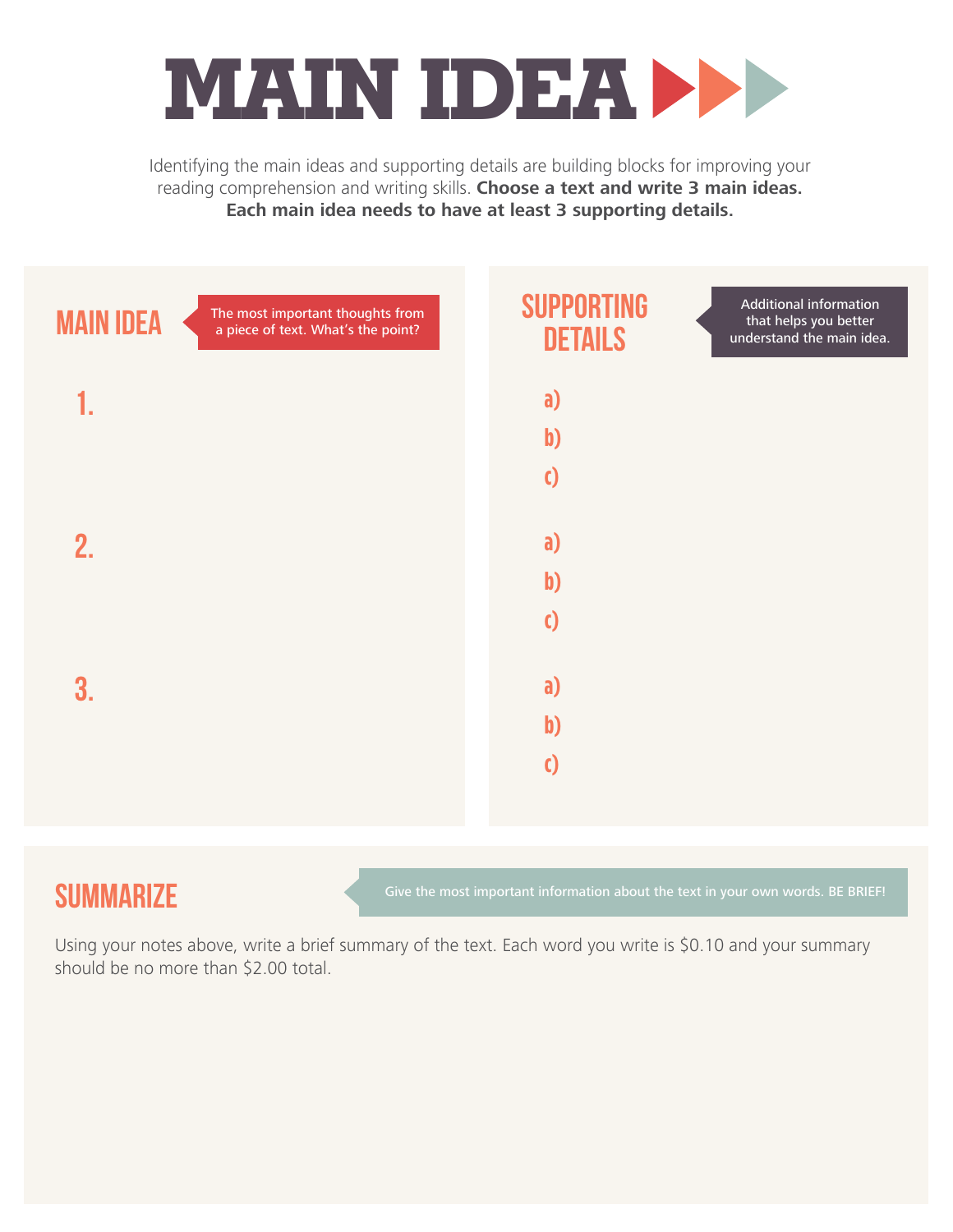# MAIN IDEA

Identifying the main ideas and supporting details are building blocks for improving your reading comprehension and writing skills. **Choose a text and write 3 main ideas. Each main idea needs to have at least 3 supporting details.**

## MAIN IDEA

The most important thoughts from a piece of text. What's the point?

1.

2.

3.

## SUPPORTING DETAILS

Additional information that helps you better understand the main idea.

a)
b)
c)

a)
b)
c)

a)
b)
c)

## SUMMARIZE

Give the most important information about the text in your own words. BE BRIEF!

Using your notes above, write a brief summary of the text. Each word you write is $0.10 and your summary should be no more than $2.00 total.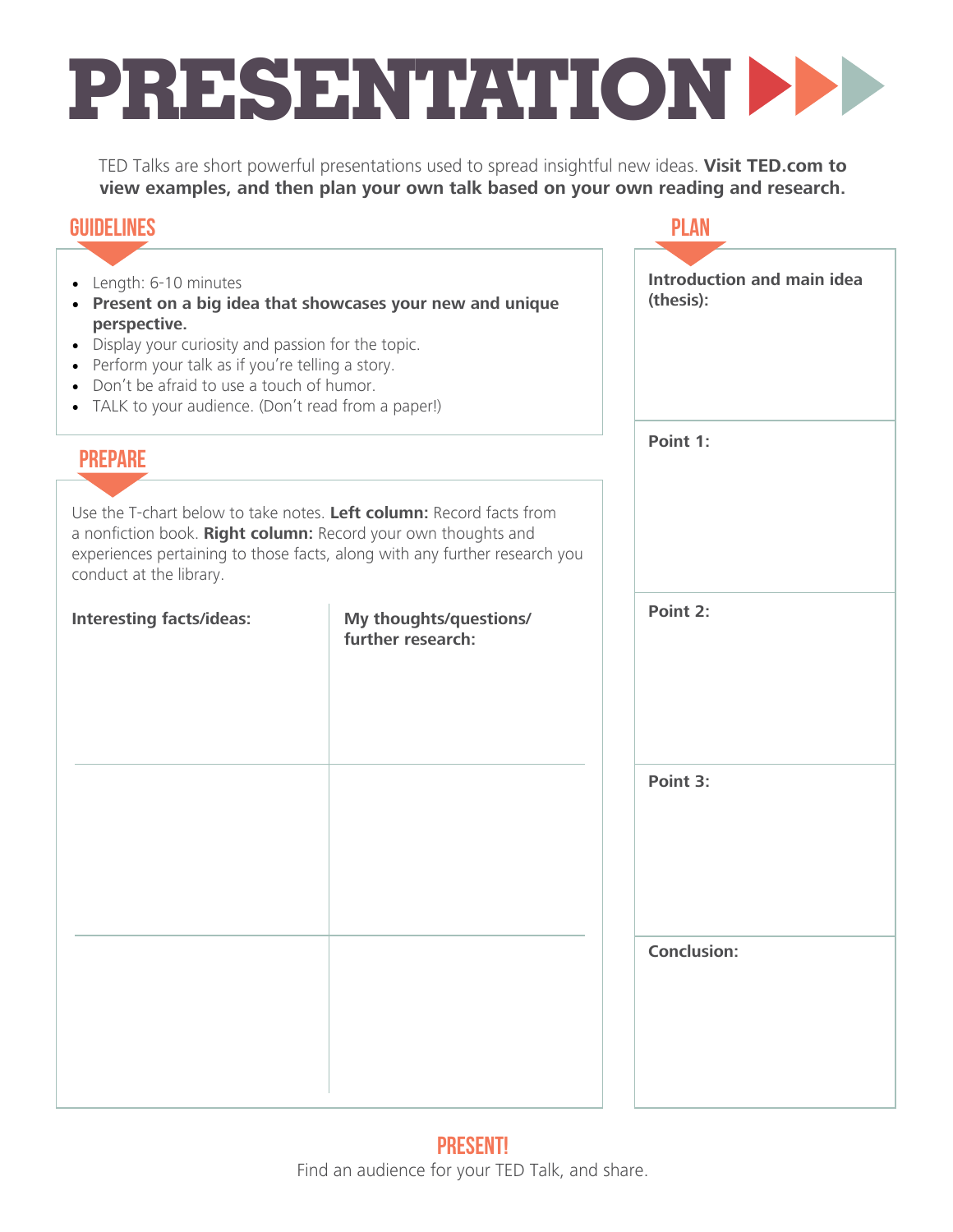# PRESENTATION

TED Talks are short powerful presentations used to spread insightful new ideas. **Visit TED.com to view examples, and then plan your own talk based on your own reading and research.**

## GUIDELINES

- Length: 6-10 minutes
- **Present on a big idea that showcases your new and unique perspective.**
- Display your curiosity and passion for the topic.
- Perform your talk as if you're telling a story.
- Don't be afraid to use a touch of humor.
- TALK to your audience. (Don't read from a paper!)

## PREPARE

Use the T-chart below to take notes. **Left column:** Record facts from a nonfiction book. **Right column:** Record your own thoughts and experiences pertaining to those facts, along with any further research you conduct at the library.

| Interesting facts/ideas: | My thoughts/questions/ further research: |
|---|---|
| | |
| | |
| | |

## PLAN

**Introduction and main idea (thesis):**

**Point 1:**

**Point 2:**

**Point 3:**

**Conclusion:**

## PRESENT!

Find an audience for your TED Talk, and share.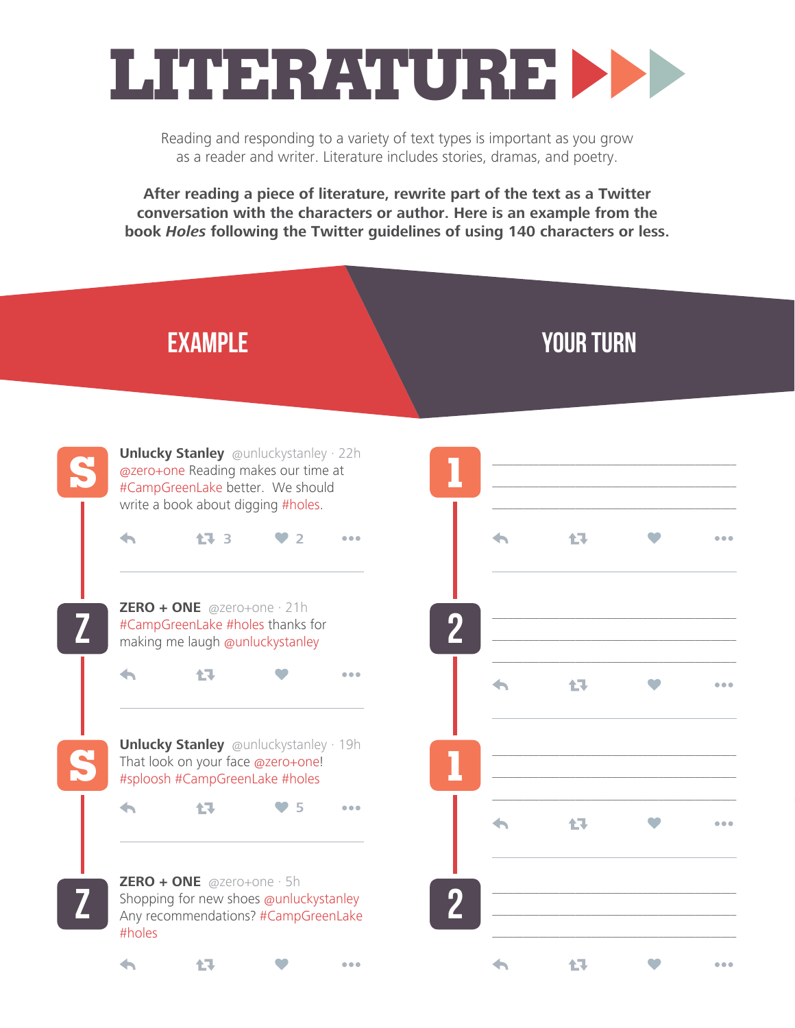# LITERATURE

Reading and responding to a variety of text types is important as you grow as a reader and writer. Literature includes stories, dramas, and poetry.

**After reading a piece of literature, rewrite part of the text as a Twitter conversation with the characters or author. Here is an example from the book *Holes* following the Twitter guidelines of using 140 characters or less.**

## EXAMPLE

**S** — **Unlucky Stanley** @unluckystanley · 22h
@zero+one Reading makes our time at #CampGreenLake better. We should write a book about digging #holes.
3 retweets · 2 likes

**Z** — **ZERO + ONE** @zero+one · 21h
#CampGreenLake #holes thanks for making me laugh @unluckystanley

**S** — **Unlucky Stanley** @unluckystanley · 19h
That look on your face @zero+one! #sploosh #CampGreenLake #holes
5 likes

**Z** — **ZERO + ONE** @zero+one · 5h
Shopping for new shoes @unluckystanley Any recommendations? #CampGreenLake #holes

## YOUR TURN

**1** ________________________________________
________________________________________
________________________________________

**2** ________________________________________
________________________________________
________________________________________

**1** ________________________________________
________________________________________
________________________________________

**2** ________________________________________
________________________________________
________________________________________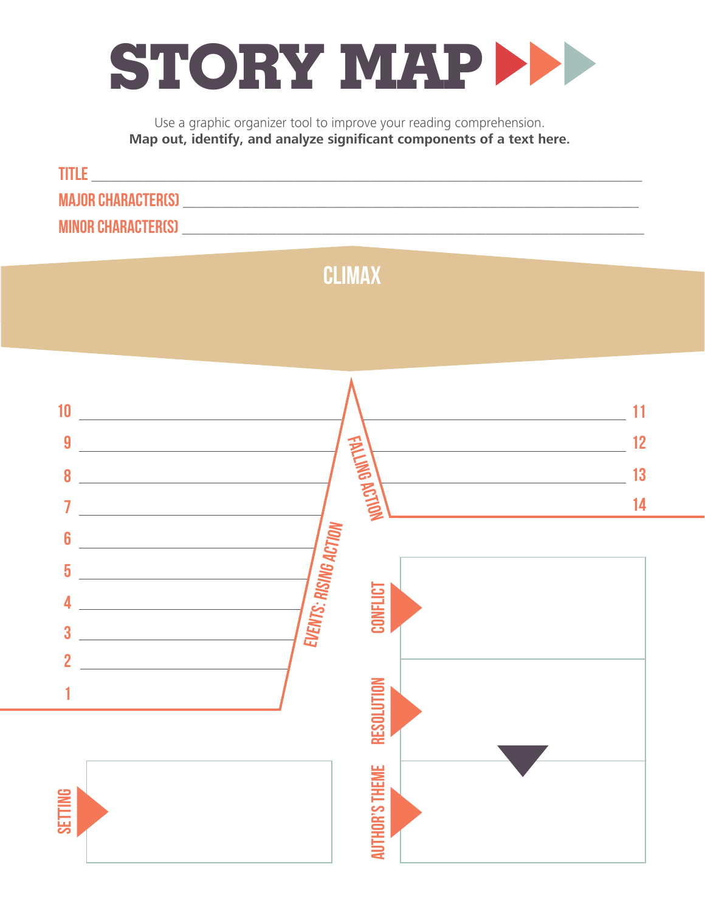# STORY MAP

Use a graphic organizer tool to improve your reading comprehension.
**Map out, identify, and analyze significant components of a text here.**

TITLE ______________________________________________

MAJOR CHARACTER(S) ______________________________________________

MINOR CHARACTER(S) ______________________________________________

## CLIMAX

EVENTS: RISING ACTION

10 ______________________________

9 ______________________________

8 ______________________________

7 ______________________________

6 ______________________________

5 ______________________________

4 ______________________________

3 ______________________________

2 ______________________________

1

FALLING ACTION

11 ______________________________

12 ______________________________

13 ______________________________

14

CONFLICT

RESOLUTION

AUTHOR'S THEME

SETTING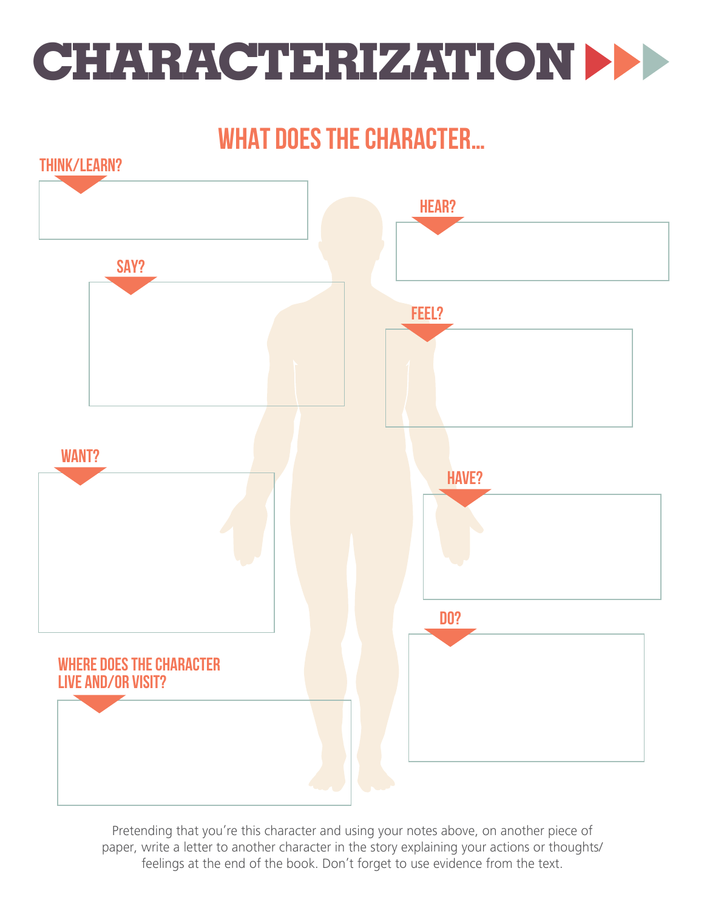# CHARACTERIZATION

## WHAT DOES THE CHARACTER...

**THINK/LEARN?**

**HEAR?**

**SAY?**

**FEEL?**

**WANT?**

**HAVE?**

**DO?**

**WHERE DOES THE CHARACTER LIVE AND/OR VISIT?**

Pretending that you're this character and using your notes above, on another piece of paper, write a letter to another character in the story explaining your actions or thoughts/feelings at the end of the book. Don't forget to use evidence from the text.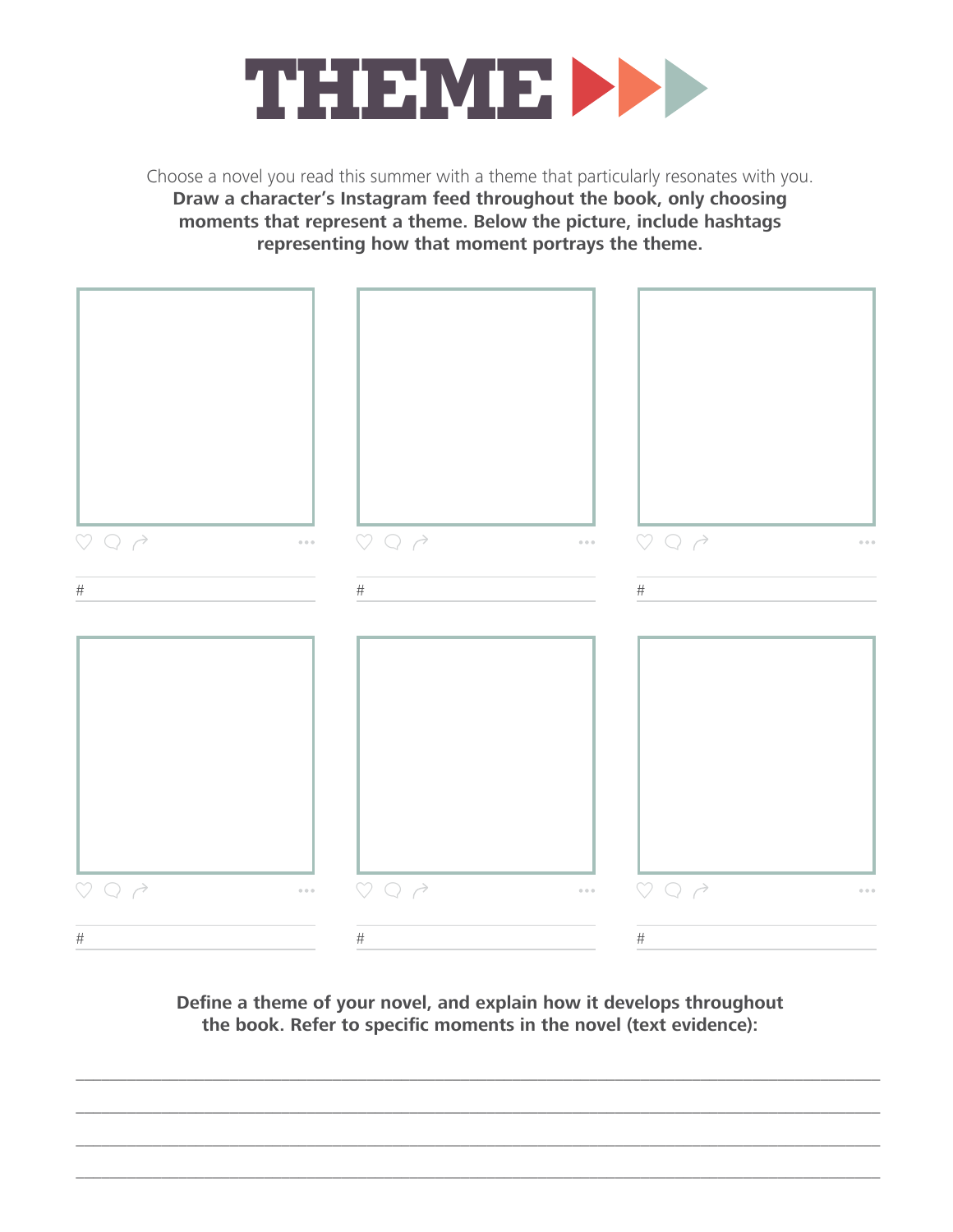# THEME

Choose a novel you read this summer with a theme that particularly resonates with you. **Draw a character's Instagram feed throughout the book, only choosing moments that represent a theme. Below the picture, include hashtags representing how that moment portrays the theme.**

#

#

#

#

#

#

**Define a theme of your novel, and explain how it develops throughout the book. Refer to specific moments in the novel (text evidence):**

\_\_\_\_\_\_\_\_\_\_\_\_\_\_\_\_\_\_\_\_\_\_\_\_\_\_\_\_\_\_\_\_\_\_\_\_\_\_\_\_\_\_\_\_\_\_\_\_\_\_\_\_\_\_\_\_\_\_\_\_\_\_\_\_\_\_\_\_\_\_\_\_\_\_\_\_

\_\_\_\_\_\_\_\_\_\_\_\_\_\_\_\_\_\_\_\_\_\_\_\_\_\_\_\_\_\_\_\_\_\_\_\_\_\_\_\_\_\_\_\_\_\_\_\_\_\_\_\_\_\_\_\_\_\_\_\_\_\_\_\_\_\_\_\_\_\_\_\_\_\_\_\_

\_\_\_\_\_\_\_\_\_\_\_\_\_\_\_\_\_\_\_\_\_\_\_\_\_\_\_\_\_\_\_\_\_\_\_\_\_\_\_\_\_\_\_\_\_\_\_\_\_\_\_\_\_\_\_\_\_\_\_\_\_\_\_\_\_\_\_\_\_\_\_\_\_\_\_\_

\_\_\_\_\_\_\_\_\_\_\_\_\_\_\_\_\_\_\_\_\_\_\_\_\_\_\_\_\_\_\_\_\_\_\_\_\_\_\_\_\_\_\_\_\_\_\_\_\_\_\_\_\_\_\_\_\_\_\_\_\_\_\_\_\_\_\_\_\_\_\_\_\_\_\_\_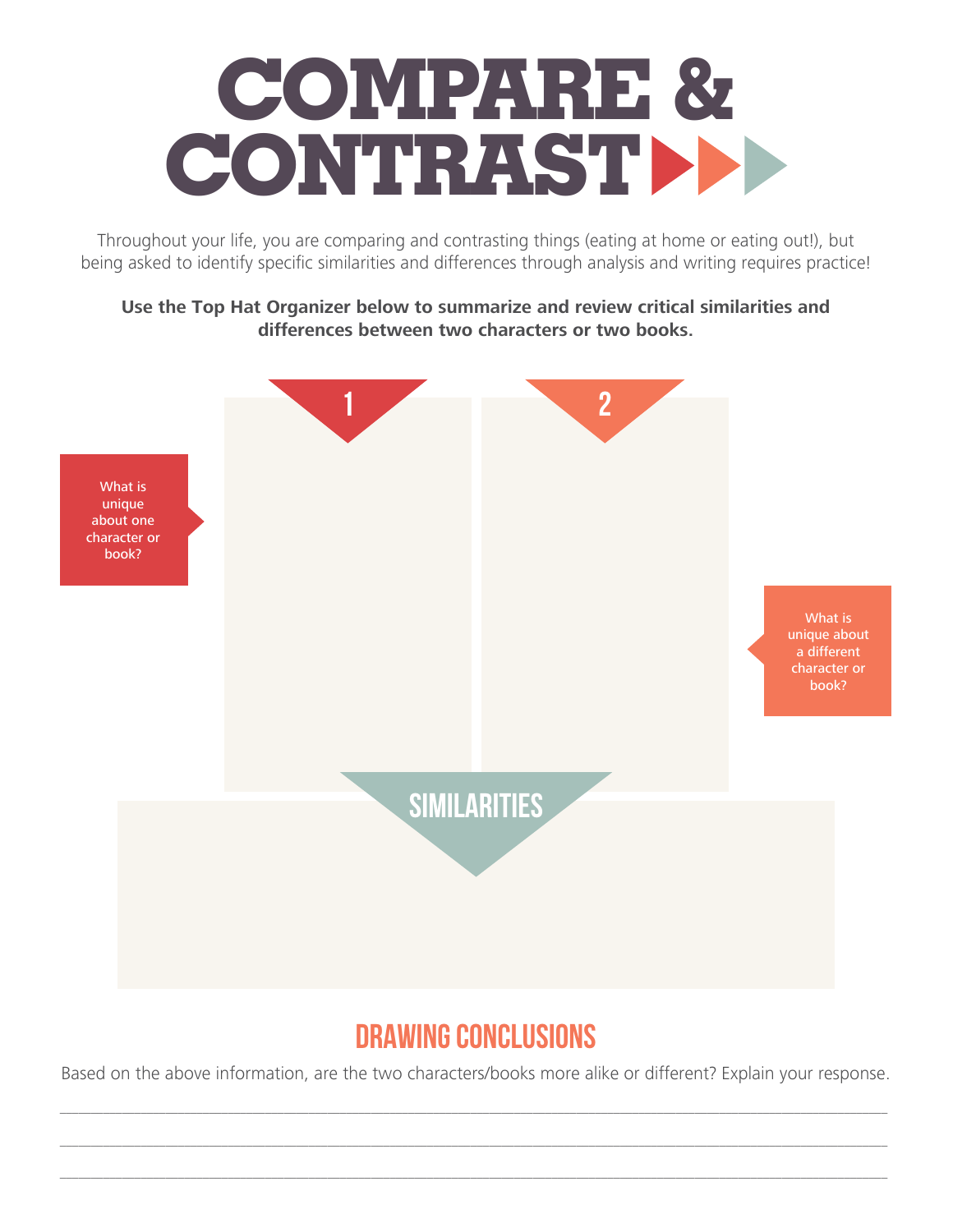# COMPARE & CONTRAST

Throughout your life, you are comparing and contrasting things (eating at home or eating out!), but being asked to identify specific similarities and differences through analysis and writing requires practice!

**Use the Top Hat Organizer below to summarize and review critical similarities and differences between two characters or two books.**

1

2

What is unique about one character or book?

What is unique about a different character or book?

SIMILARITIES

## DRAWING CONCLUSIONS

Based on the above information, are the two characters/books more alike or different? Explain your response.

\_\_\_\_\_\_\_\_\_\_\_\_\_\_\_\_\_\_\_\_\_\_\_\_\_\_\_\_\_\_\_\_\_\_\_\_\_\_\_\_\_\_\_\_\_\_\_\_\_\_\_\_\_\_\_\_\_\_\_\_\_\_\_\_\_\_\_\_\_\_\_\_\_\_\_\_\_\_

\_\_\_\_\_\_\_\_\_\_\_\_\_\_\_\_\_\_\_\_\_\_\_\_\_\_\_\_\_\_\_\_\_\_\_\_\_\_\_\_\_\_\_\_\_\_\_\_\_\_\_\_\_\_\_\_\_\_\_\_\_\_\_\_\_\_\_\_\_\_\_\_\_\_\_\_\_\_

\_\_\_\_\_\_\_\_\_\_\_\_\_\_\_\_\_\_\_\_\_\_\_\_\_\_\_\_\_\_\_\_\_\_\_\_\_\_\_\_\_\_\_\_\_\_\_\_\_\_\_\_\_\_\_\_\_\_\_\_\_\_\_\_\_\_\_\_\_\_\_\_\_\_\_\_\_\_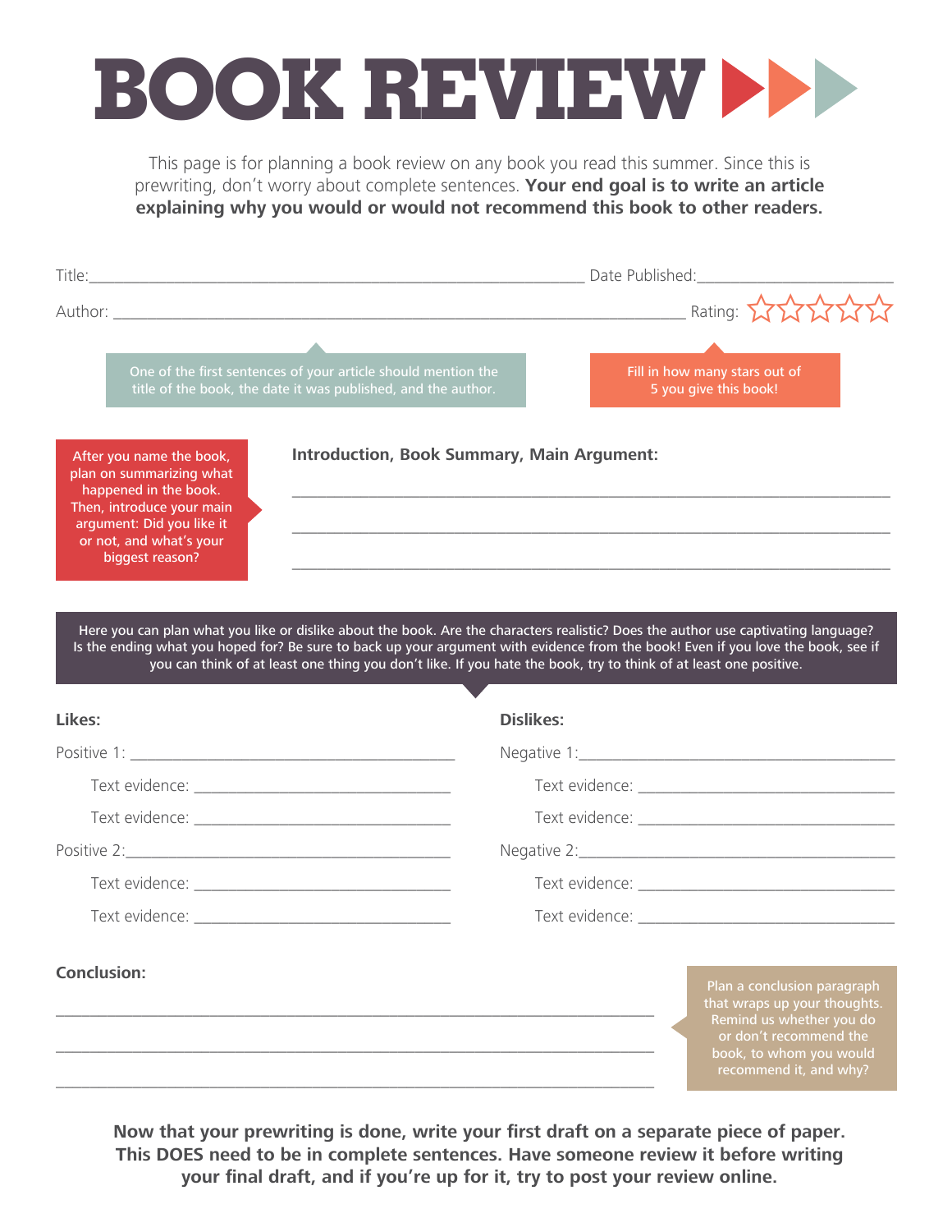# BOOK REVIEW

This page is for planning a book review on any book you read this summer. Since this is prewriting, don't worry about complete sentences. **Your end goal is to write an article explaining why you would or would not recommend this book to other readers.**

Title:______________________________________________ Date Published:__________________

Author: ____________________________________________________ Rating: ☆☆☆☆☆

One of the first sentences of your article should mention the title of the book, the date it was published, and the author.

Fill in how many stars out of 5 you give this book!

After you name the book, plan on summarizing what happened in the book. Then, introduce your main argument: Did you like it or not, and what's your biggest reason?

**Introduction, Book Summary, Main Argument:**

_______________________________________________________________

_______________________________________________________________

_______________________________________________________________

Here you can plan what you like or dislike about the book. Are the characters realistic? Does the author use captivating language? Is the ending what you hoped for? Be sure to back up your argument with evidence from the book! Even if you love the book, see if you can think of at least one thing you don't like. If you hate the book, try to think of at least one positive.

**Likes:**

Positive 1: ________________________________

Text evidence: ________________________

Text evidence: ________________________

Positive 2:________________________________

Text evidence: ________________________

Text evidence: ________________________

**Dislikes:**

Negative 1:________________________________

Text evidence: ________________________

Text evidence: ________________________

Negative 2:________________________________

Text evidence: ________________________

Text evidence: ________________________

**Conclusion:**

_______________________________________________________________

_______________________________________________________________

_______________________________________________________________

Plan a conclusion paragraph that wraps up your thoughts. Remind us whether you do or don't recommend the book, to whom you would recommend it, and why?

**Now that your prewriting is done, write your first draft on a separate piece of paper. This DOES need to be in complete sentences. Have someone review it before writing your final draft, and if you're up for it, try to post your review online.**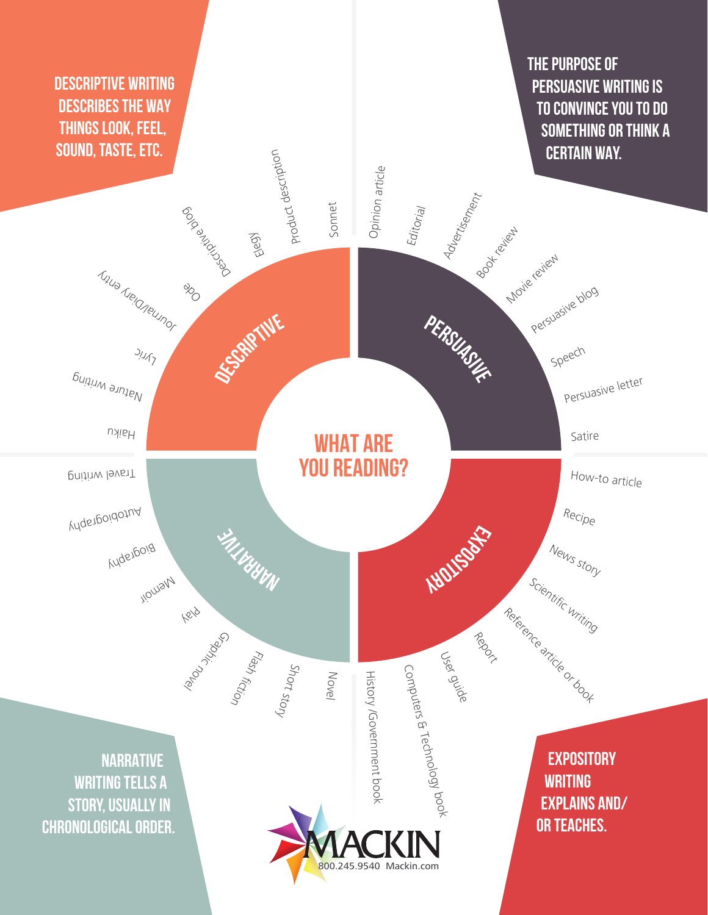# WHAT ARE YOU READING?

## DESCRIPTIVE

DESCRIPTIVE WRITING DESCRIBES THE WAY THINGS LOOK, FEEL, SOUND, TASTE, ETC.

- Sonnet
- Product description
- Elegy
- Descriptive blog
- Ode
- Journal/Diary entry
- Lyric
- Nature writing
- Haiku

## PERSUASIVE

THE PURPOSE OF PERSUASIVE WRITING IS TO CONVINCE YOU TO DO SOMETHING OR THINK A CERTAIN WAY.

- Opinion article
- Editorial
- Advertisement
- Book review
- Movie review
- Persuasive blog
- Speech
- Persuasive letter
- Satire

## EXPOSITORY

EXPOSITORY WRITING EXPLAINS AND/ OR TEACHES.

- How-to article
- Recipe
- News story
- Scientific writing
- Reference article or book
- Report
- User guide
- Computers & Technology book
- History /Government book

## NARRATIVE

NARRATIVE WRITING TELLS A STORY, USUALLY IN CHRONOLOGICAL ORDER.

- Novel
- Short story
- Flash fiction
- Graphic novel
- Play
- Memoir
- Biography
- Autobiography
- Travel writing

MACKIN
800.245.9540 Mackin.com